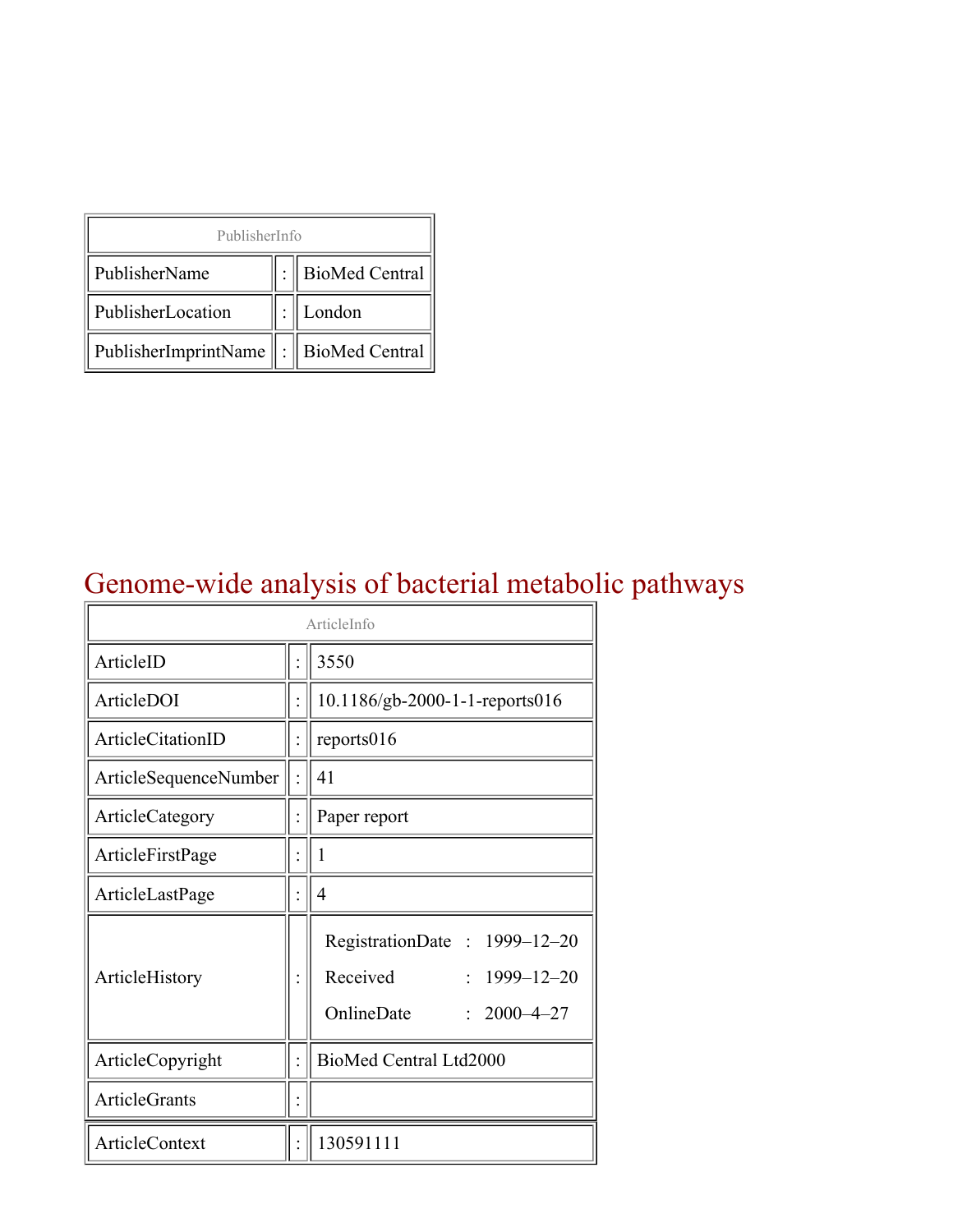| PublisherInfo | | |
|---|---|---|
| PublisherName | : | BioMed Central |
| PublisherLocation | : | London |
| PublisherImprintName | : | BioMed Central |

# Genome-wide analysis of bacterial metabolic pathways

| ArticleInfo | | |
|---|---|---|
| ArticleID | : | 3550 |
| ArticleDOI | : | 10.1186/gb-2000-1-1-reports016 |
| ArticleCitationID | : | reports016 |
| ArticleSequenceNumber | : | 41 |
| ArticleCategory | : | Paper report |
| ArticleFirstPage | : | 1 |
| ArticleLastPage | : | 4 |
| ArticleHistory | : | RegistrationDate : 1999–12–20<br>Received : 1999–12–20<br>OnlineDate : 2000–4–27 |
| ArticleCopyright | : | BioMed Central Ltd2000 |
| ArticleGrants | : | |
| ArticleContext | : | 130591111 |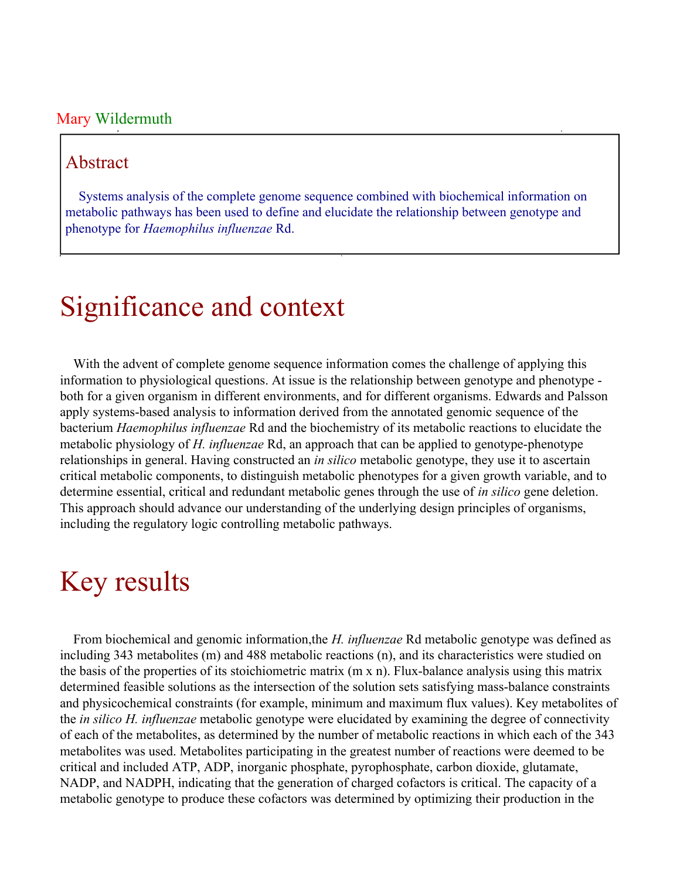Mary Wildermuth

## Abstract

Systems analysis of the complete genome sequence combined with biochemical information on metabolic pathways has been used to define and elucidate the relationship between genotype and phenotype for *Haemophilus influenzae* Rd.

# Significance and context

With the advent of complete genome sequence information comes the challenge of applying this information to physiological questions. At issue is the relationship between genotype and phenotype - both for a given organism in different environments, and for different organisms. Edwards and Palsson apply systems-based analysis to information derived from the annotated genomic sequence of the bacterium *Haemophilus influenzae* Rd and the biochemistry of its metabolic reactions to elucidate the metabolic physiology of *H. influenzae* Rd, an approach that can be applied to genotype-phenotype relationships in general. Having constructed an *in silico* metabolic genotype, they use it to ascertain critical metabolic components, to distinguish metabolic phenotypes for a given growth variable, and to determine essential, critical and redundant metabolic genes through the use of *in silico* gene deletion. This approach should advance our understanding of the underlying design principles of organisms, including the regulatory logic controlling metabolic pathways.

# Key results

From biochemical and genomic information,the *H. influenzae* Rd metabolic genotype was defined as including 343 metabolites (m) and 488 metabolic reactions (n), and its characteristics were studied on the basis of the properties of its stoichiometric matrix (m x n). Flux-balance analysis using this matrix determined feasible solutions as the intersection of the solution sets satisfying mass-balance constraints and physicochemical constraints (for example, minimum and maximum flux values). Key metabolites of the *in silico H. influenzae* metabolic genotype were elucidated by examining the degree of connectivity of each of the metabolites, as determined by the number of metabolic reactions in which each of the 343 metabolites was used. Metabolites participating in the greatest number of reactions were deemed to be critical and included ATP, ADP, inorganic phosphate, pyrophosphate, carbon dioxide, glutamate, NADP, and NADPH, indicating that the generation of charged cofactors is critical. The capacity of a metabolic genotype to produce these cofactors was determined by optimizing their production in the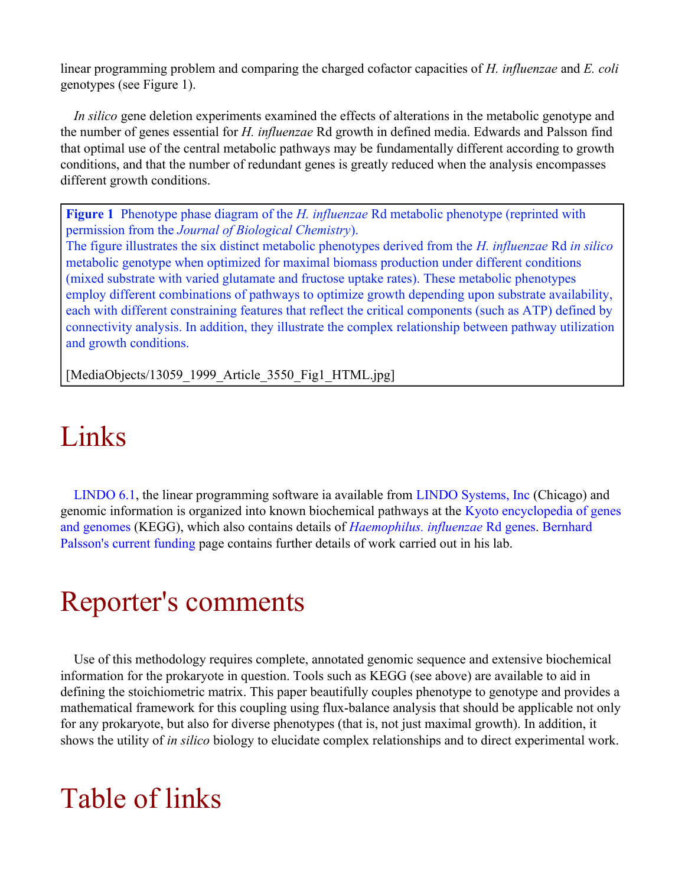linear programming problem and comparing the charged cofactor capacities of *H. influenzae* and *E. coli* genotypes (see Figure 1).

*In silico* gene deletion experiments examined the effects of alterations in the metabolic genotype and the number of genes essential for *H. influenzae* Rd growth in defined media. Edwards and Palsson find that optimal use of the central metabolic pathways may be fundamentally different according to growth conditions, and that the number of redundant genes is greatly reduced when the analysis encompasses different growth conditions.

**Figure 1** Phenotype phase diagram of the *H. influenzae* Rd metabolic phenotype (reprinted with permission from the *Journal of Biological Chemistry*).
The figure illustrates the six distinct metabolic phenotypes derived from the *H. influenzae* Rd *in silico* metabolic genotype when optimized for maximal biomass production under different conditions (mixed substrate with varied glutamate and fructose uptake rates). These metabolic phenotypes employ different combinations of pathways to optimize growth depending upon substrate availability, each with different constraining features that reflect the critical components (such as ATP) defined by connectivity analysis. In addition, they illustrate the complex relationship between pathway utilization and growth conditions.

[MediaObjects/13059_1999_Article_3550_Fig1_HTML.jpg]

# Links

LINDO 6.1, the linear programming software ia available from LINDO Systems, Inc (Chicago) and genomic information is organized into known biochemical pathways at the Kyoto encyclopedia of genes and genomes (KEGG), which also contains details of *Haemophilus. influenzae* Rd genes. Bernhard Palsson's current funding page contains further details of work carried out in his lab.

# Reporter's comments

Use of this methodology requires complete, annotated genomic sequence and extensive biochemical information for the prokaryote in question. Tools such as KEGG (see above) are available to aid in defining the stoichiometric matrix. This paper beautifully couples phenotype to genotype and provides a mathematical framework for this coupling using flux-balance analysis that should be applicable not only for any prokaryote, but also for diverse phenotypes (that is, not just maximal growth). In addition, it shows the utility of *in silico* biology to elucidate complex relationships and to direct experimental work.

# Table of links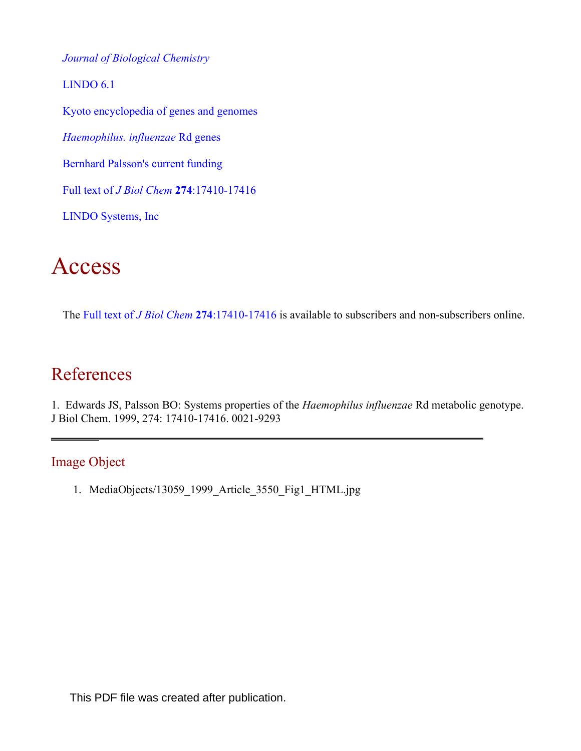*Journal of Biological Chemistry*

LINDO 6.1

Kyoto encyclopedia of genes and genomes

*Haemophilus. influenzae* Rd genes

Bernhard Palsson's current funding

Full text of *J Biol Chem* **274**:17410-17416

LINDO Systems, Inc

# Access

The Full text of *J Biol Chem* **274**:17410-17416 is available to subscribers and non-subscribers online.

## References

1. Edwards JS, Palsson BO: Systems properties of the *Haemophilus influenzae* Rd metabolic genotype. J Biol Chem. 1999, 274: 17410-17416. 0021-9293

---

### Image Object

1. MediaObjects/13059_1999_Article_3550_Fig1_HTML.jpg

This PDF file was created after publication.